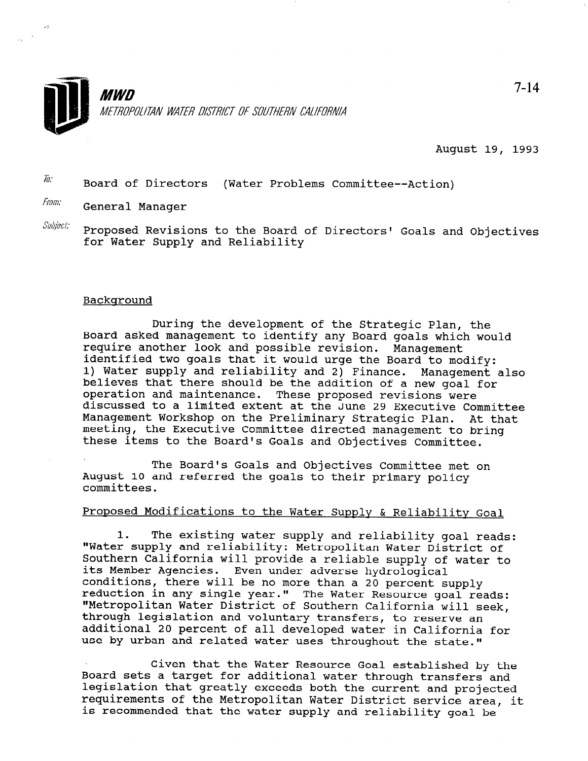**MWD**

*METROPOLITAN WATER DISTRICT OF SOUTHERN CALIFORNIA*

7-14

August 19, 1993

To: Board of Directors (Water Problems Committee--Action)

From: General Manager

Subject: Proposed Revisions to the Board of Directors' Goals and Objectives for Water Supply and Reliability

Background

During the development of the Strategic Plan, the Board asked management to identify any Board goals which would require another look and possible revision. Management identified two goals that it would urge the Board to modify: 1) Water supply and reliability and 2) Finance. Management also believes that there should be the addition of a new goal for operation and maintenance. These proposed revisions were discussed to a limited extent at the June 29 Executive Committee Management Workshop on the Preliminary Strategic Plan. At that meeting, the Executive Committee directed management to bring these items to the Board's Goals and Objectives Committee.

The Board's Goals and Objectives Committee met on August 10 and referred the goals to their primary policy committees.

Proposed Modifications to the Water Supply & Reliability Goal

1. The existing water supply and reliability goal reads: "Water supply and reliability: Metropolitan Water District of Southern California will provide a reliable supply of water to its Member Agencies. Even under adverse hydrological conditions, there will be no more than a 20 percent supply reduction in any single year." The Water Resource goal reads: "Metropolitan Water District of Southern California will seek, through legislation and voluntary transfers, to reserve an additional 20 percent of all developed water in California for use by urban and related water uses throughout the state."

Given that the Water Resource Goal established by the Board sets a target for additional water through transfers and legislation that greatly exceeds both the current and projected requirements of the Metropolitan Water District service area, it is recommended that the water supply and reliability goal be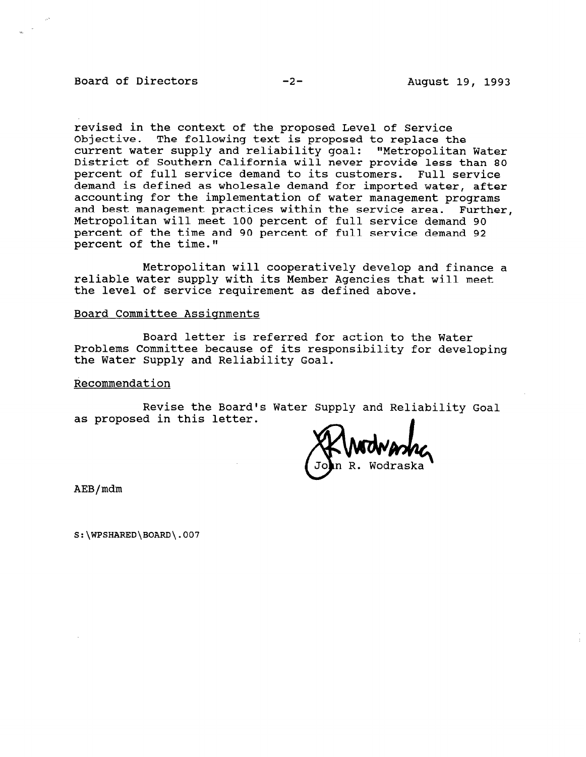revised in the context of the proposed Level of Service Objective. The following text is proposed to replace the current water supply and reliability goal: "Metropolitan Water District of Southern California will never provide less than 80 percent of full service demand to its customers. Full service demand is defined as wholesale demand for imported water, after accounting for the implementation of water management programs and best management practices within the service area. Further, Metropolitan will meet 100 percent of full service demand 90 percent of the time and 90 percent of full service demand 92 percent of the time."

Metropolitan will cooperatively develop and finance a reliable water supply with its Member Agencies that will meet the level of service requirement as defined above.

Board Committee Assignments

Board letter is referred for action to the Water Problems Committee because of its responsibility for developing the Water Supply and Reliability Goal.

Recommendation

Revise the Board's Water Supply and Reliability Goal as proposed in this letter.

John R. Wodraska

AEB/mdm

S:\WPSHARED\BOARD\.007